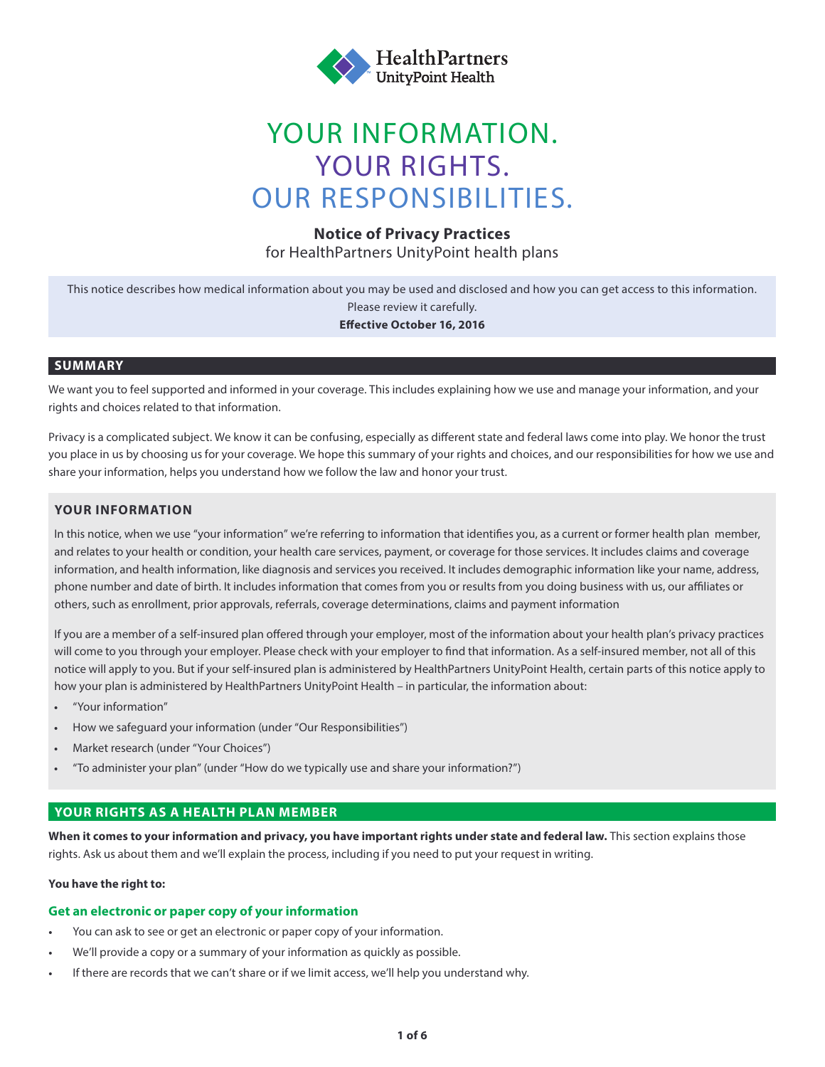HealthPartners UnityPoint Health

# YOUR INFORMATION. YOUR RIGHTS. OUR RESPONSIBILITIES.

**Notice of Privacy Practices**

for HealthPartners UnityPoint health plans

This notice describes how medical information about you may be used and disclosed and how you can get access to this information. Please review it carefully.

**Effective October 16, 2016**

## SUMMARY

We want you to feel supported and informed in your coverage. This includes explaining how we use and manage your information, and your rights and choices related to that information.

Privacy is a complicated subject. We know it can be confusing, especially as different state and federal laws come into play. We honor the trust you place in us by choosing us for your coverage. We hope this summary of your rights and choices, and our responsibilities for how we use and share your information, helps you understand how we follow the law and honor your trust.

### YOUR INFORMATION

In this notice, when we use "your information" we're referring to information that identifies you, as a current or former health plan member, and relates to your health or condition, your health care services, payment, or coverage for those services. It includes claims and coverage information, and health information, like diagnosis and services you received. It includes demographic information like your name, address, phone number and date of birth. It includes information that comes from you or results from you doing business with us, our affiliates or others, such as enrollment, prior approvals, referrals, coverage determinations, claims and payment information

If you are a member of a self-insured plan offered through your employer, most of the information about your health plan's privacy practices will come to you through your employer. Please check with your employer to find that information. As a self-insured member, not all of this notice will apply to you. But if your self-insured plan is administered by HealthPartners UnityPoint Health, certain parts of this notice apply to how your plan is administered by HealthPartners UnityPoint Health – in particular, the information about:

- "Your information"
- How we safeguard your information (under "Our Responsibilities")
- Market research (under "Your Choices")
- "To administer your plan" (under "How do we typically use and share your information?")

## YOUR RIGHTS AS A HEALTH PLAN MEMBER

**When it comes to your information and privacy, you have important rights under state and federal law.** This section explains those rights. Ask us about them and we'll explain the process, including if you need to put your request in writing.

**You have the right to:**

### Get an electronic or paper copy of your information

- You can ask to see or get an electronic or paper copy of your information.
- We'll provide a copy or a summary of your information as quickly as possible.
- If there are records that we can't share or if we limit access, we'll help you understand why.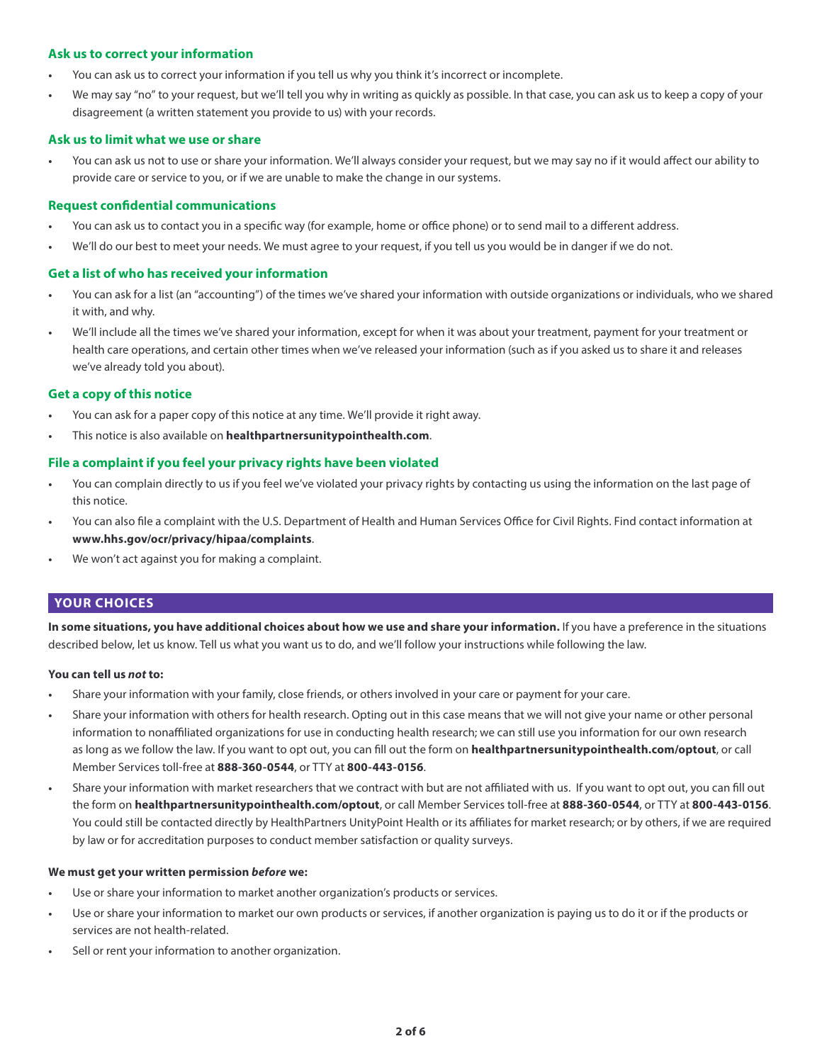### Ask us to correct your information

- You can ask us to correct your information if you tell us why you think it's incorrect or incomplete.
- We may say "no" to your request, but we'll tell you why in writing as quickly as possible. In that case, you can ask us to keep a copy of your disagreement (a written statement you provide to us) with your records.

### Ask us to limit what we use or share

- You can ask us not to use or share your information. We'll always consider your request, but we may say no if it would affect our ability to provide care or service to you, or if we are unable to make the change in our systems.

### Request confidential communications

- You can ask us to contact you in a specific way (for example, home or office phone) or to send mail to a different address.
- We'll do our best to meet your needs. We must agree to your request, if you tell us you would be in danger if we do not.

### Get a list of who has received your information

- You can ask for a list (an "accounting") of the times we've shared your information with outside organizations or individuals, who we shared it with, and why.
- We'll include all the times we've shared your information, except for when it was about your treatment, payment for your treatment or health care operations, and certain other times when we've released your information (such as if you asked us to share it and releases we've already told you about).

### Get a copy of this notice

- You can ask for a paper copy of this notice at any time. We'll provide it right away.
- This notice is also available on **healthpartnersunitypointhealth.com**.

### File a complaint if you feel your privacy rights have been violated

- You can complain directly to us if you feel we've violated your privacy rights by contacting us using the information on the last page of this notice.
- You can also file a complaint with the U.S. Department of Health and Human Services Office for Civil Rights. Find contact information at **www.hhs.gov/ocr/privacy/hipaa/complaints**.
- We won't act against you for making a complaint.

## YOUR CHOICES

**In some situations, you have additional choices about how we use and share your information.** If you have a preference in the situations described below, let us know. Tell us what you want us to do, and we'll follow your instructions while following the law.

**You can tell us *not* to:**

- Share your information with your family, close friends, or others involved in your care or payment for your care.
- Share your information with others for health research. Opting out in this case means that we will not give your name or other personal information to nonaffiliated organizations for use in conducting health research; we can still use you information for our own research as long as we follow the law. If you want to opt out, you can fill out the form on **healthpartnersunitypointhealth.com/optout**, or call Member Services toll-free at **888-360-0544**, or TTY at **800-443-0156**.
- Share your information with market researchers that we contract with but are not affiliated with us. If you want to opt out, you can fill out the form on **healthpartnersunitypointhealth.com/optout**, or call Member Services toll-free at **888-360-0544**, or TTY at **800-443-0156**. You could still be contacted directly by HealthPartners UnityPoint Health or its affiliates for market research; or by others, if we are required by law or for accreditation purposes to conduct member satisfaction or quality surveys.

**We must get your written permission *before* we:**

- Use or share your information to market another organization's products or services.
- Use or share your information to market our own products or services, if another organization is paying us to do it or if the products or services are not health-related.
- Sell or rent your information to another organization.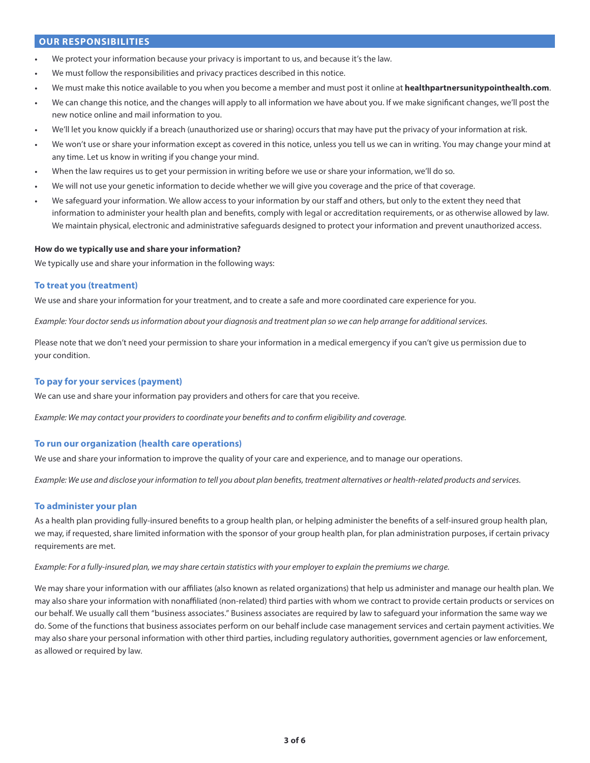## OUR RESPONSIBILITIES

- We protect your information because your privacy is important to us, and because it's the law.
- We must follow the responsibilities and privacy practices described in this notice.
- We must make this notice available to you when you become a member and must post it online at **healthpartnersunitypointhealth.com**.
- We can change this notice, and the changes will apply to all information we have about you. If we make significant changes, we'll post the new notice online and mail information to you.
- We'll let you know quickly if a breach (unauthorized use or sharing) occurs that may have put the privacy of your information at risk.
- We won't use or share your information except as covered in this notice, unless you tell us we can in writing. You may change your mind at any time. Let us know in writing if you change your mind.
- When the law requires us to get your permission in writing before we use or share your information, we'll do so.
- We will not use your genetic information to decide whether we will give you coverage and the price of that coverage.
- We safeguard your information. We allow access to your information by our staff and others, but only to the extent they need that information to administer your health plan and benefits, comply with legal or accreditation requirements, or as otherwise allowed by law. We maintain physical, electronic and administrative safeguards designed to protect your information and prevent unauthorized access.

**How do we typically use and share your information?**

We typically use and share your information in the following ways:

### To treat you (treatment)

We use and share your information for your treatment, and to create a safe and more coordinated care experience for you.

*Example: Your doctor sends us information about your diagnosis and treatment plan so we can help arrange for additional services.*

Please note that we don't need your permission to share your information in a medical emergency if you can't give us permission due to your condition.

### To pay for your services (payment)

We can use and share your information pay providers and others for care that you receive.

*Example: We may contact your providers to coordinate your benefits and to confirm eligibility and coverage.*

### To run our organization (health care operations)

We use and share your information to improve the quality of your care and experience, and to manage our operations.

*Example: We use and disclose your information to tell you about plan benefits, treatment alternatives or health-related products and services.*

### To administer your plan

As a health plan providing fully-insured benefits to a group health plan, or helping administer the benefits of a self-insured group health plan, we may, if requested, share limited information with the sponsor of your group health plan, for plan administration purposes, if certain privacy requirements are met.

*Example: For a fully-insured plan, we may share certain statistics with your employer to explain the premiums we charge.*

We may share your information with our affiliates (also known as related organizations) that help us administer and manage our health plan. We may also share your information with nonaffiliated (non-related) third parties with whom we contract to provide certain products or services on our behalf. We usually call them "business associates." Business associates are required by law to safeguard your information the same way we do. Some of the functions that business associates perform on our behalf include case management services and certain payment activities. We may also share your personal information with other third parties, including regulatory authorities, government agencies or law enforcement, as allowed or required by law.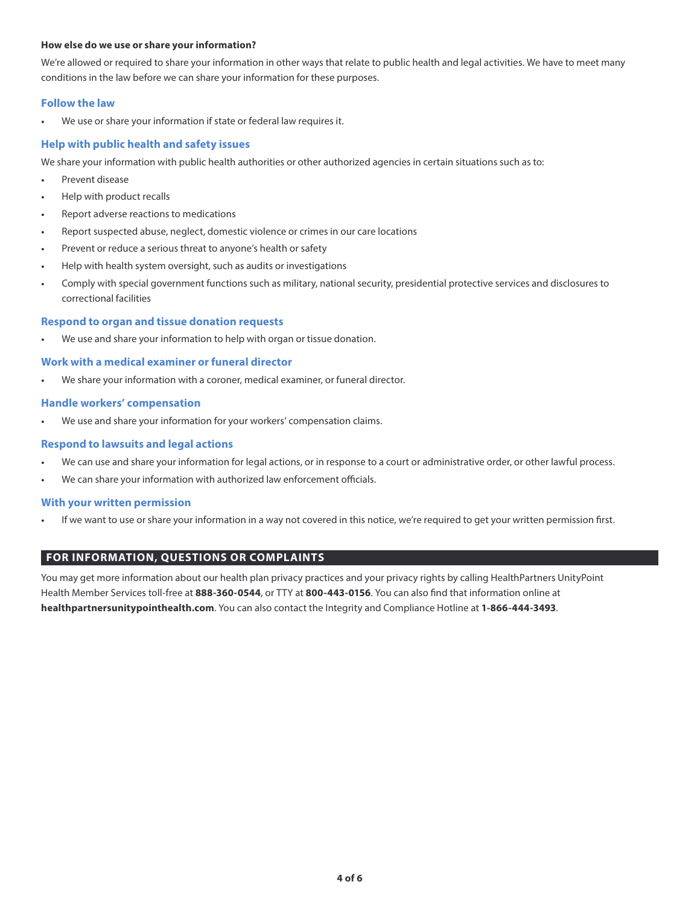**How else do we use or share your information?**

We're allowed or required to share your information in other ways that relate to public health and legal activities. We have to meet many conditions in the law before we can share your information for these purposes.

### Follow the law

- We use or share your information if state or federal law requires it.

### Help with public health and safety issues

We share your information with public health authorities or other authorized agencies in certain situations such as to:

- Prevent disease
- Help with product recalls
- Report adverse reactions to medications
- Report suspected abuse, neglect, domestic violence or crimes in our care locations
- Prevent or reduce a serious threat to anyone's health or safety
- Help with health system oversight, such as audits or investigations
- Comply with special government functions such as military, national security, presidential protective services and disclosures to correctional facilities

### Respond to organ and tissue donation requests

- We use and share your information to help with organ or tissue donation.

### Work with a medical examiner or funeral director

- We share your information with a coroner, medical examiner, or funeral director.

### Handle workers' compensation

- We use and share your information for your workers' compensation claims.

### Respond to lawsuits and legal actions

- We can use and share your information for legal actions, or in response to a court or administrative order, or other lawful process.
- We can share your information with authorized law enforcement officials.

### With your written permission

- If we want to use or share your information in a way not covered in this notice, we're required to get your written permission first.

## FOR INFORMATION, QUESTIONS OR COMPLAINTS

You may get more information about our health plan privacy practices and your privacy rights by calling HealthPartners UnityPoint Health Member Services toll-free at **888-360-0544**, or TTY at **800-443-0156**. You can also find that information online at **healthpartnersunitypointhealth.com**. You can also contact the Integrity and Compliance Hotline at **1-866-444-3493**.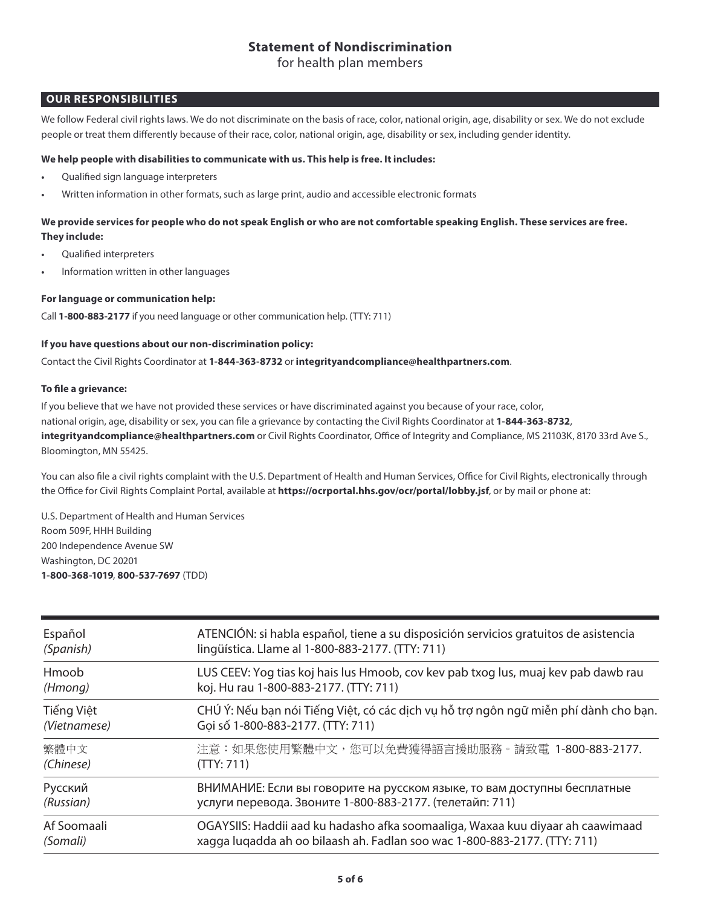# Statement of Nondiscrimination

for health plan members

## OUR RESPONSIBILITIES

We follow Federal civil rights laws. We do not discriminate on the basis of race, color, national origin, age, disability or sex. We do not exclude people or treat them differently because of their race, color, national origin, age, disability or sex, including gender identity.

**We help people with disabilities to communicate with us. This help is free. It includes:**

- Qualified sign language interpreters
- Written information in other formats, such as large print, audio and accessible electronic formats

**We provide services for people who do not speak English or who are not comfortable speaking English. These services are free. They include:**

- Qualified interpreters
- Information written in other languages

**For language or communication help:**

Call **1-800-883-2177** if you need language or other communication help. (TTY: 711)

**If you have questions about our non-discrimination policy:**

Contact the Civil Rights Coordinator at **1-844-363-8732** or **integrityandcompliance@healthpartners.com**.

**To file a grievance:**

If you believe that we have not provided these services or have discriminated against you because of your race, color, national origin, age, disability or sex, you can file a grievance by contacting the Civil Rights Coordinator at **1-844-363-8732**, **integrityandcompliance@healthpartners.com** or Civil Rights Coordinator, Office of Integrity and Compliance, MS 21103K, 8170 33rd Ave S., Bloomington, MN 55425.

You can also file a civil rights complaint with the U.S. Department of Health and Human Services, Office for Civil Rights, electronically through the Office for Civil Rights Complaint Portal, available at **https://ocrportal.hhs.gov/ocr/portal/lobby.jsf**, or by mail or phone at:

U.S. Department of Health and Human Services
Room 509F, HHH Building
200 Independence Avenue SW
Washington, DC 20201
**1-800-368-1019**, **800-537-7697** (TDD)

| | |
|---|---|
| Español *(Spanish)* | ATENCIÓN: si habla español, tiene a su disposición servicios gratuitos de asistencia lingüística. Llame al 1-800-883-2177. (TTY: 711) |
| Hmoob *(Hmong)* | LUS CEEV: Yog tias koj hais lus Hmoob, cov kev pab txog lus, muaj kev pab dawb rau koj. Hu rau 1-800-883-2177. (TTY: 711) |
| Tiếng Việt *(Vietnamese)* | CHÚ Ý: Nếu bạn nói Tiếng Việt, có các dịch vụ hỗ trợ ngôn ngữ miễn phí dành cho bạn. Gọi số 1-800-883-2177. (TTY: 711) |
| 繁體中文 *(Chinese)* | 注意：如果您使用繁體中文，您可以免費獲得語言援助服務。請致電 1-800-883-2177. (TTY: 711) |
| Русский *(Russian)* | ВНИМАНИЕ: Если вы говорите на русском языке, то вам доступны бесплатные услуги перевода. Звоните 1-800-883-2177. (телетайп: 711) |
| Af Soomaali *(Somali)* | OGAYSIIS: Haddii aad ku hadasho afka soomaaliga, Waxaa kuu diyaar ah caawimaad xagga luqadda ah oo bilaash ah. Fadlan soo wac 1-800-883-2177. (TTY: 711) |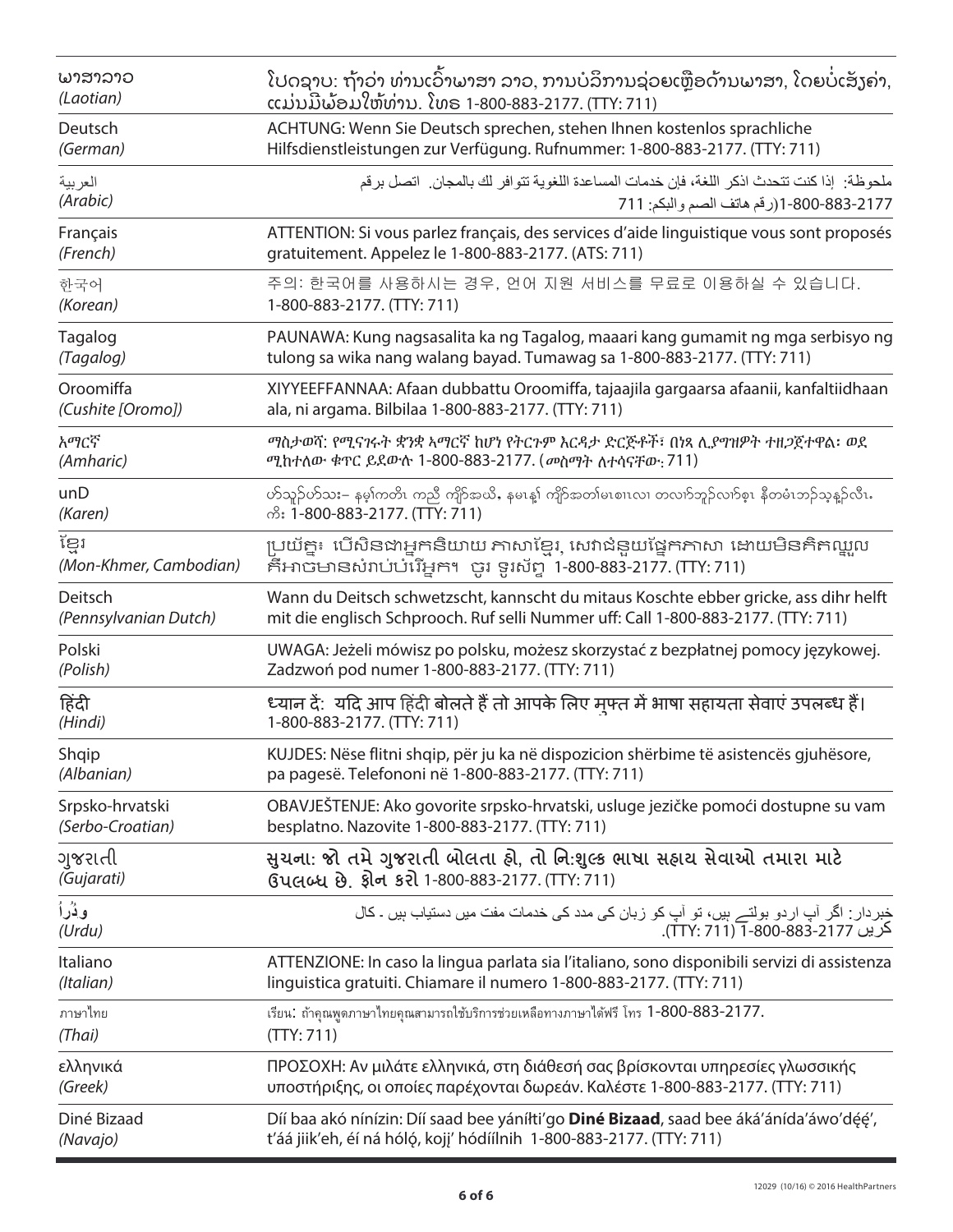| | |
|---|---|
| ພາສາລາວ<br>*(Laotian)* | ໂປດຊາບ: ຖ້າວ່າ ທ່ານເວົ້າພາສາ ລາວ, ການບໍລິການຊ່ວຍເຫຼືອດ້ານພາສາ, ໂດຍບໍ່ເສັຽຄ່າ, ແມ່ນມີພ້ອມໃຫ້ທ່ານ. ໂທຣ 1-800-883-2177. (TTY: 711) |
| Deutsch<br>*(German)* | ACHTUNG: Wenn Sie Deutsch sprechen, stehen Ihnen kostenlos sprachliche Hilfsdienstleistungen zur Verfügung. Rufnummer: 1-800-883-2177. (TTY: 711) |
| العربية<br>*(Arabic)* | ملحوظة: إذا كنت تتحدث اذكر اللغة، فإن خدمات المساعدة اللغوية تتوافر لك بالمجان. اتصل برقم 1-800-883-2177(رقم هاتف الصم والبكم: 711 |
| Français<br>*(French)* | ATTENTION: Si vous parlez français, des services d'aide linguistique vous sont proposés gratuitement. Appelez le 1-800-883-2177. (ATS: 711) |
| 한국어<br>*(Korean)* | 주의: 한국어를 사용하시는 경우, 언어 지원 서비스를 무료로 이용하실 수 있습니다. 1-800-883-2177. (TTY: 711) |
| Tagalog<br>*(Tagalog)* | PAUNAWA: Kung nagsasalita ka ng Tagalog, maaari kang gumamit ng mga serbisyo ng tulong sa wika nang walang bayad. Tumawag sa 1-800-883-2177. (TTY: 711) |
| Oroomiffa<br>*(Cushite [Oromo])* | XIYYEEFFANNAA: Afaan dubbattu Oroomiffa, tajaajila gargaarsa afaanii, kanfaltiidhaan ala, ni argama. Bilbilaa 1-800-883-2177. (TTY: 711) |
| አማርኛ<br>*(Amharic)* | ማስታወሻ: የሚናገሩት ቋንቋ ኣማርኛ ከሆነ የትርጉም እርዳታ ድርጅቶች፣ በነጻ ሊያግዝዎት ተዘጋጀተዋል፡ ወደ ሚከተለው ቁጥር ይደውሉ 1-800-883-2177. (መስማት ለተሳናቸው: 711) |
| unD<br>*(Karen)* | ဟ်သူဉ်ဟ်သး– နမ့်ကတိၤ ကညီ ကျိာ်အယိ, နမၤန့ၢ် ကျိာ်အတၢ်မၤစၢၤလၢ တလၢာ်ဘူဉ်လၢာ်စ့ၤ နီတမံၤဘဉ်သ့န့ဉ်လီၤ. ကိး 1-800-883-2177. (TTY: 711) |
| ខ្មែរ<br>*(Mon-Khmer, Cambodian)* | ប្រយ័ត្ន៖ បើសិនជាអ្នកនិយាយ ភាសាខ្មែរ, សេវាជំនួយផ្នែកភាសា ដោយមិនគិតឈ្នួល គឺអាចមានសំរាប់បំរើអ្នក។ ចូរ ទូរស័ព្ទ 1-800-883-2177. (TTY: 711) |
| Deitsch<br>*(Pennsylvanian Dutch)* | Wann du Deitsch schwetzscht, kannscht du mitaus Koschte ebber gricke, ass dihr helft mit die englisch Schprooch. Ruf selli Nummer uff: Call 1-800-883-2177. (TTY: 711) |
| Polski<br>*(Polish)* | UWAGA: Jeżeli mówisz po polsku, możesz skorzystać z bezpłatnej pomocy językowej. Zadzwoń pod numer 1-800-883-2177. (TTY: 711) |
| हिंदी<br>*(Hindi)* | ध्यान दें: यदि आप हिंदी बोलते हैं तो आपके लिए मुफ्त में भाषा सहायता सेवाएं उपलब्ध हैं। 1-800-883-2177. (TTY: 711) |
| Shqip<br>*(Albanian)* | KUJDES: Nëse flitni shqip, për ju ka në dispozicion shërbime të asistencës gjuhësore, pa pagesë. Telefononi në 1-800-883-2177. (TTY: 711) |
| Srpsko-hrvatski<br>*(Serbo-Croatian)* | OBAVJEŠTENJE: Ako govorite srpsko-hrvatski, usluge jezičke pomoći dostupne su vam besplatno. Nazovite 1-800-883-2177. (TTY: 711) |
| ગુજરાતી<br>*(Gujarati)* | સુચના: જો તમે ગુજરાતી બોલતા હો, તો નિ:શુલ્ક ભાષા સહાય સેવાઓ તમારા માટે ઉપલબ્ધ છે. ફોન કરો 1-800-883-2177. (TTY: 711) |
| اُردُو<br>*(Urdu)* | خبردار: اگر آپ اردو بولتے ہیں، تو آپ کو زبان کی مدد کی خدمات مفت میں دستیاب ہیں ۔ کال کریں 1-800-883-2177 (TTY: 711). |
| Italiano<br>*(Italian)* | ATTENZIONE: In caso la lingua parlata sia l'italiano, sono disponibili servizi di assistenza linguistica gratuiti. Chiamare il numero 1-800-883-2177. (TTY: 711) |
| ภาษาไทย<br>*(Thai)* | เรียน: ถ้าคุณพูดภาษาไทยคุณสามารถใช้บริการช่วยเหลือทางภาษาได้ฟรี โทร 1-800-883-2177. (TTY: 711) |
| ελληνικά<br>*(Greek)* | ΠΡΟΣΟΧΗ: Αν μιλάτε ελληνικά, στη διάθεσή σας βρίσκονται υπηρεσίες γλωσσικής υποστήριξης, οι οποίες παρέχονται δωρεάν. Καλέστε 1-800-883-2177. (TTY: 711) |
| Diné Bizaad<br>*(Navajo)* | Díí baa akó nínízin: Díí saad bee yáníłti'go **Diné Bizaad**, saad bee áká'ánída'áwo'déé', t'áá jiik'eh, éí ná hóló, kojį' hódíílnih 1-800-883-2177. (TTY: 711) |

12029 (10/16) © 2016 HealthPartners